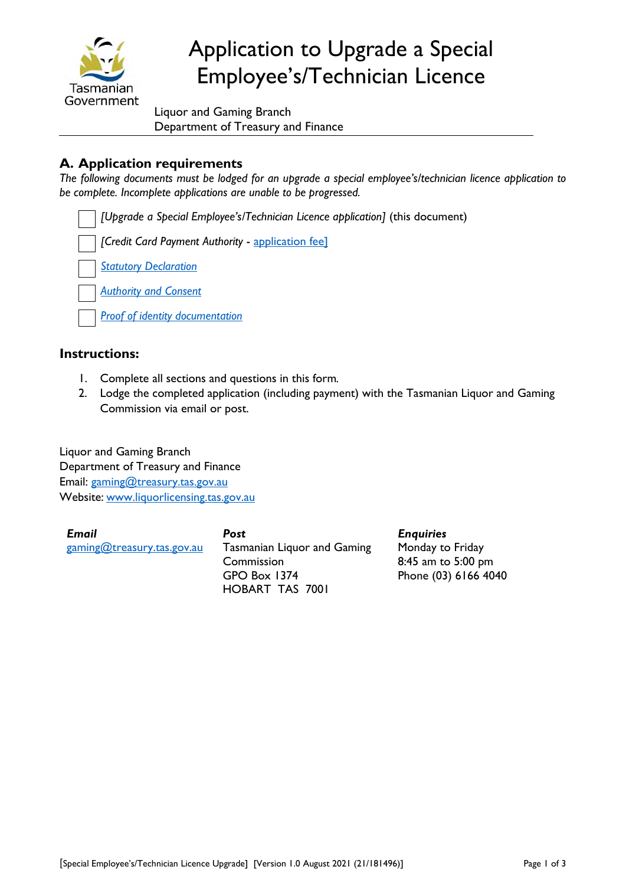# Application to Upgrade a Special Employee's/Technician Licence

Liquor and Gaming Branch
Department of Treasury and Finance

## A. Application requirements

*The following documents must be lodged for an upgrade a special employee's/technician licence application to be complete. Incomplete applications are unable to be progressed.*

- ☐ *[Upgrade a Special Employee's/Technician Licence application]* (this document)
- ☐ *[Credit Card Payment Authority -* application fee]
- ☐ *Statutory Declaration*
- ☐ *Authority and Consent*
- ☐ *Proof of identity documentation*

### Instructions:

1. Complete all sections and questions in this form.
2. Lodge the completed application (including payment) with the Tasmanian Liquor and Gaming Commission via email or post.

Liquor and Gaming Branch
Department of Treasury and Finance
Email: gaming@treasury.tas.gov.au
Website: www.liquorlicensing.tas.gov.au

***Email***
gaming@treasury.tas.gov.au

***Post***
Tasmanian Liquor and Gaming Commission
GPO Box 1374
HOBART TAS 7001

***Enquiries***
Monday to Friday
8:45 am to 5:00 pm
Phone (03) 6166 4040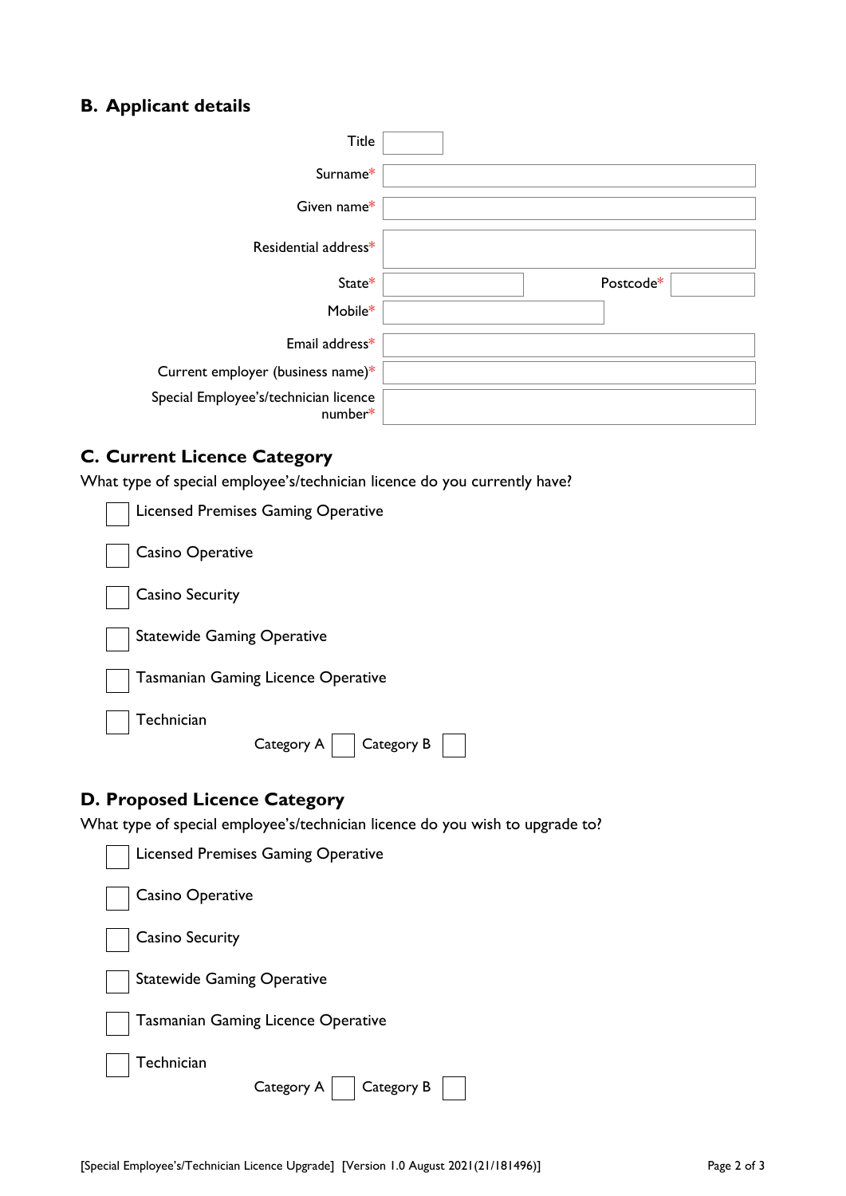## B. Applicant details

Title

Surname*

Given name*

Residential address*

State* Postcode*

Mobile*

Email address*

Current employer (business name)*

Special Employee's/technician licence number*

## C. Current Licence Category

What type of special employee's/technician licence do you currently have?

- ☐ Licensed Premises Gaming Operative
- ☐ Casino Operative
- ☐ Casino Security
- ☐ Statewide Gaming Operative
- ☐ Tasmanian Gaming Licence Operative
- ☐ Technician

  Category A ☐ Category B ☐

## D. Proposed Licence Category

What type of special employee's/technician licence do you wish to upgrade to?

- ☐ Licensed Premises Gaming Operative
- ☐ Casino Operative
- ☐ Casino Security
- ☐ Statewide Gaming Operative
- ☐ Tasmanian Gaming Licence Operative
- ☐ Technician

  Category A ☐ Category B ☐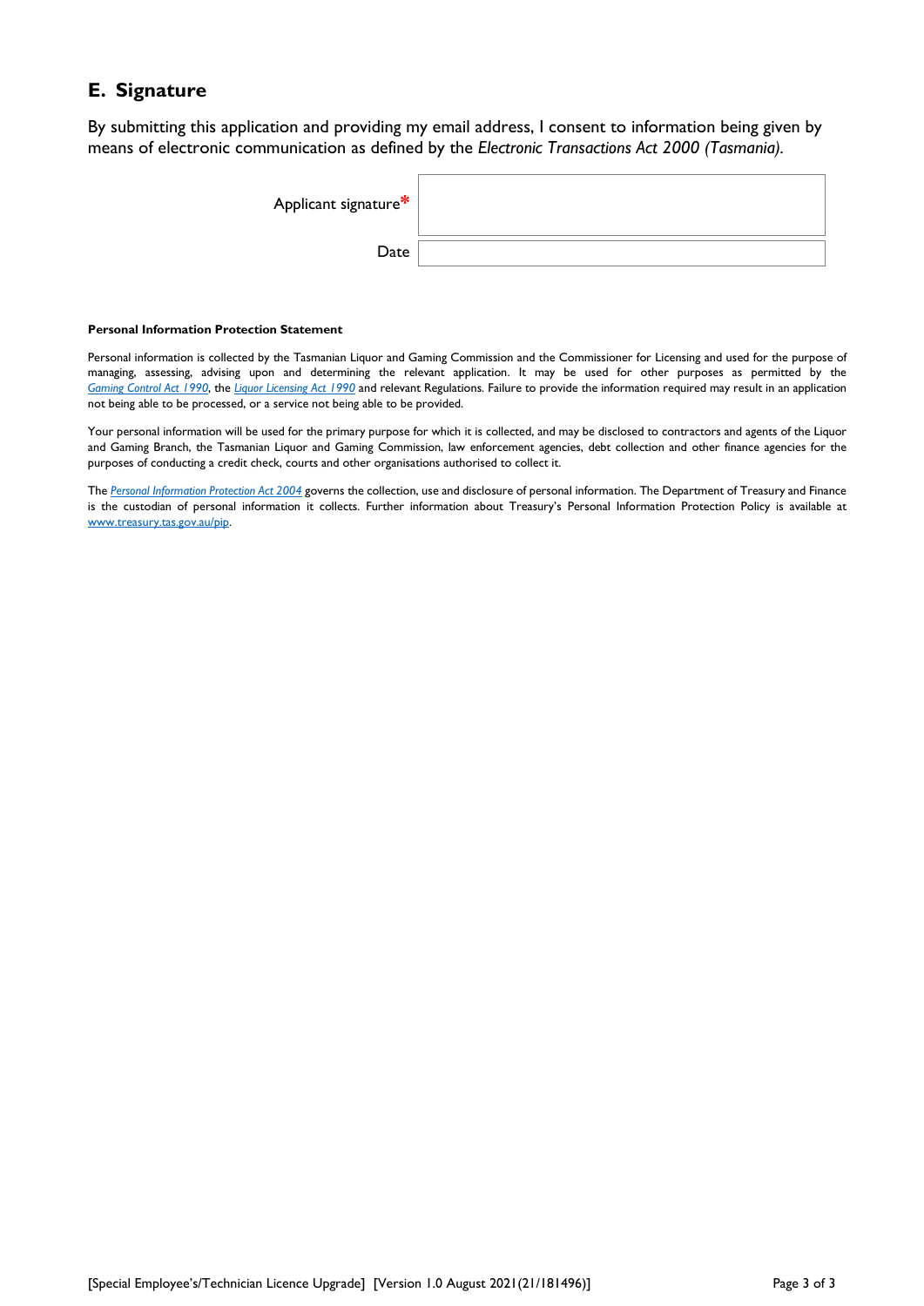## E. Signature

By submitting this application and providing my email address, I consent to information being given by means of electronic communication as defined by the *Electronic Transactions Act 2000 (Tasmania)*.

| | |
|---|---|
| Applicant signature* | |
| Date | |

**Personal Information Protection Statement**

Personal information is collected by the Tasmanian Liquor and Gaming Commission and the Commissioner for Licensing and used for the purpose of managing, assessing, advising upon and determining the relevant application. It may be used for other purposes as permitted by the *Gaming Control Act 1990*, the *Liquor Licensing Act 1990* and relevant Regulations. Failure to provide the information required may result in an application not being able to be processed, or a service not being able to be provided.

Your personal information will be used for the primary purpose for which it is collected, and may be disclosed to contractors and agents of the Liquor and Gaming Branch, the Tasmanian Liquor and Gaming Commission, law enforcement agencies, debt collection and other finance agencies for the purposes of conducting a credit check, courts and other organisations authorised to collect it.

The *Personal Information Protection Act 2004* governs the collection, use and disclosure of personal information. The Department of Treasury and Finance is the custodian of personal information it collects. Further information about Treasury's Personal Information Protection Policy is available at www.treasury.tas.gov.au/pip.

[Special Employee's/Technician Licence Upgrade] [Version 1.0 August 2021(21/181496)]